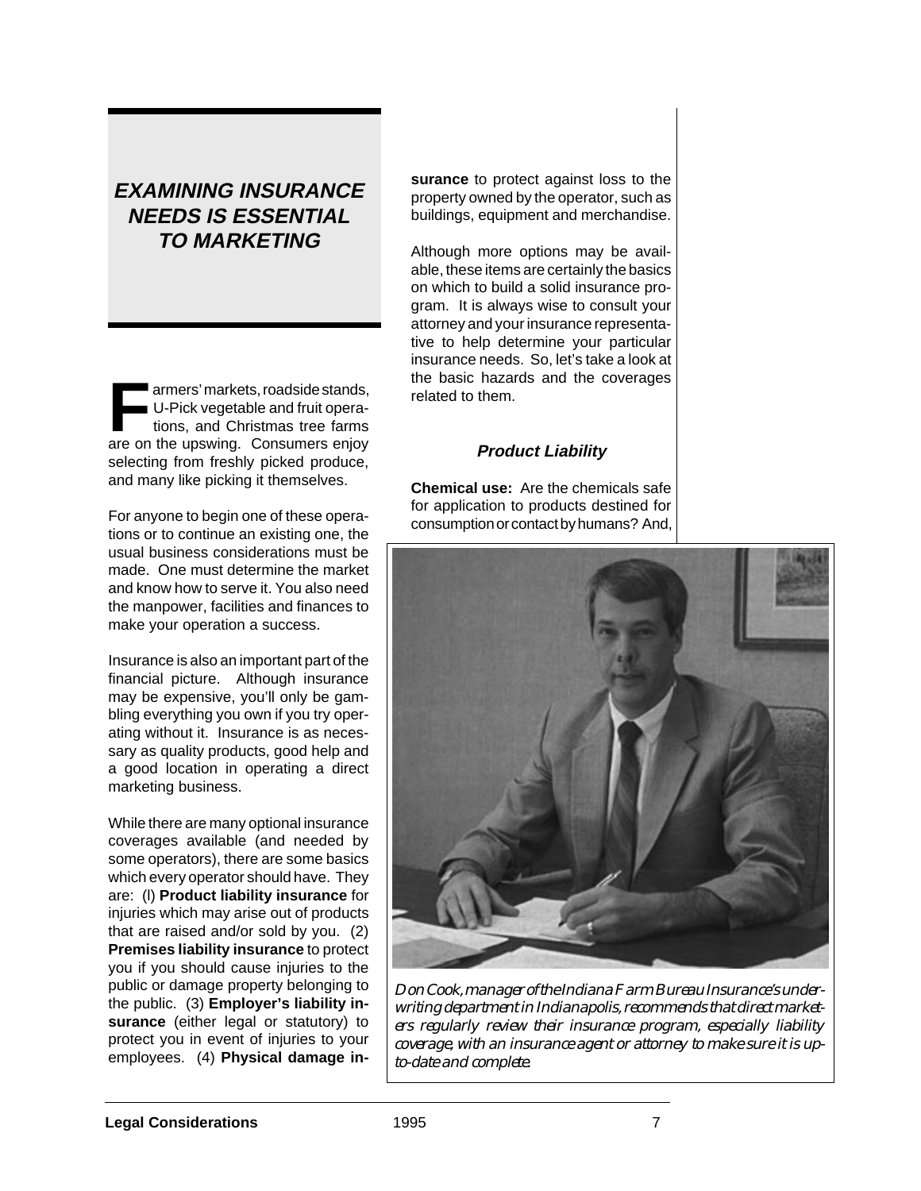# EXAMINING INSURANCE NEEDS IS ESSENTIAL TO MARKETING

Farmers' markets, roadside stands, U-Pick vegetable and fruit operations, and Christmas tree farms are on the upswing. Consumers enjoy selecting from freshly picked produce, and many like picking it themselves.

For anyone to begin one of these operations or to continue an existing one, the usual business considerations must be made. One must determine the market and know how to serve it. You also need the manpower, facilities and finances to make your operation a success.

Insurance is also an important part of the financial picture. Although insurance may be expensive, you'll only be gambling everything you own if you try operating without it. Insurance is as necessary as quality products, good help and a good location in operating a direct marketing business.

While there are many optional insurance coverages available (and needed by some operators), there are some basics which every operator should have. They are: (l) **Product liability insurance** for injuries which may arise out of products that are raised and/or sold by you. (2) **Premises liability insurance** to protect you if you should cause injuries to the public or damage property belonging to the public. (3) **Employer's liability insurance** (either legal or statutory) to protect you in event of injuries to your employees. (4) **Physical damage insurance** to protect against loss to the property owned by the operator, such as buildings, equipment and merchandise.

Although more options may be available, these items are certainly the basics on which to build a solid insurance program. It is always wise to consult your attorney and your insurance representative to help determine your particular insurance needs. So, let's take a look at the basic hazards and the coverages related to them.

### *Product Liability*

**Chemical use:** Are the chemicals safe for application to products destined for consumption or contact by humans? And,

*Don Cook, manager of the Indiana Farm Bureau Insurance's underwriting department in Indianapolis, recommends that direct marketers regularly review their insurance program, especially liability coverage, with an insurance agent or attorney to make sure it is up-to-date and complete.*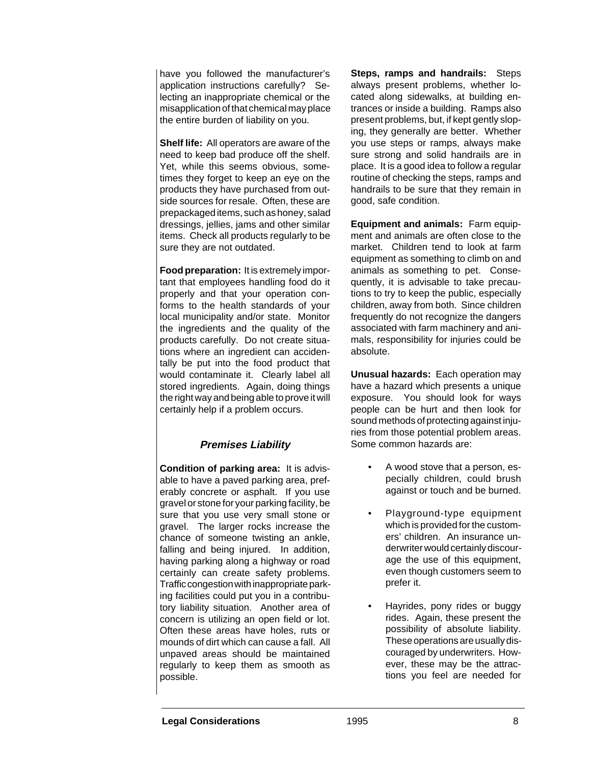have you followed the manufacturer's application instructions carefully? Selecting an inappropriate chemical or the misapplication of that chemical may place the entire burden of liability on you.

**Shelf life:** All operators are aware of the need to keep bad produce off the shelf. Yet, while this seems obvious, sometimes they forget to keep an eye on the products they have purchased from outside sources for resale. Often, these are prepackaged items, such as honey, salad dressings, jellies, jams and other similar items. Check all products regularly to be sure they are not outdated.

**Food preparation:** It is extremely important that employees handling food do it properly and that your operation conforms to the health standards of your local municipality and/or state. Monitor the ingredients and the quality of the products carefully. Do not create situations where an ingredient can accidentally be put into the food product that would contaminate it. Clearly label all stored ingredients. Again, doing things the right way and being able to prove it will certainly help if a problem occurs.

### *Premises Liability*

**Condition of parking area:** It is advisable to have a paved parking area, preferably concrete or asphalt. If you use gravel or stone for your parking facility, be sure that you use very small stone or gravel. The larger rocks increase the chance of someone twisting an ankle, falling and being injured. In addition, having parking along a highway or road certainly can create safety problems. Traffic congestion with inappropriate parking facilities could put you in a contributory liability situation. Another area of concern is utilizing an open field or lot. Often these areas have holes, ruts or mounds of dirt which can cause a fall. All unpaved areas should be maintained regularly to keep them as smooth as possible.

**Steps, ramps and handrails:** Steps always present problems, whether located along sidewalks, at building entrances or inside a building. Ramps also present problems, but, if kept gently sloping, they generally are better. Whether you use steps or ramps, always make sure strong and solid handrails are in place. It is a good idea to follow a regular routine of checking the steps, ramps and handrails to be sure that they remain in good, safe condition.

**Equipment and animals:** Farm equipment and animals are often close to the market. Children tend to look at farm equipment as something to climb on and animals as something to pet. Consequently, it is advisable to take precautions to try to keep the public, especially children, away from both. Since children frequently do not recognize the dangers associated with farm machinery and animals, responsibility for injuries could be absolute.

**Unusual hazards:** Each operation may have a hazard which presents a unique exposure. You should look for ways people can be hurt and then look for sound methods of protecting against injuries from those potential problem areas. Some common hazards are:

- A wood stove that a person, especially children, could brush against or touch and be burned.
- Playground-type equipment which is provided for the customers' children. An insurance underwriter would certainly discourage the use of this equipment, even though customers seem to prefer it.
- Hayrides, pony rides or buggy rides. Again, these present the possibility of absolute liability. These operations are usually discouraged by underwriters. However, these may be the attractions you feel are needed for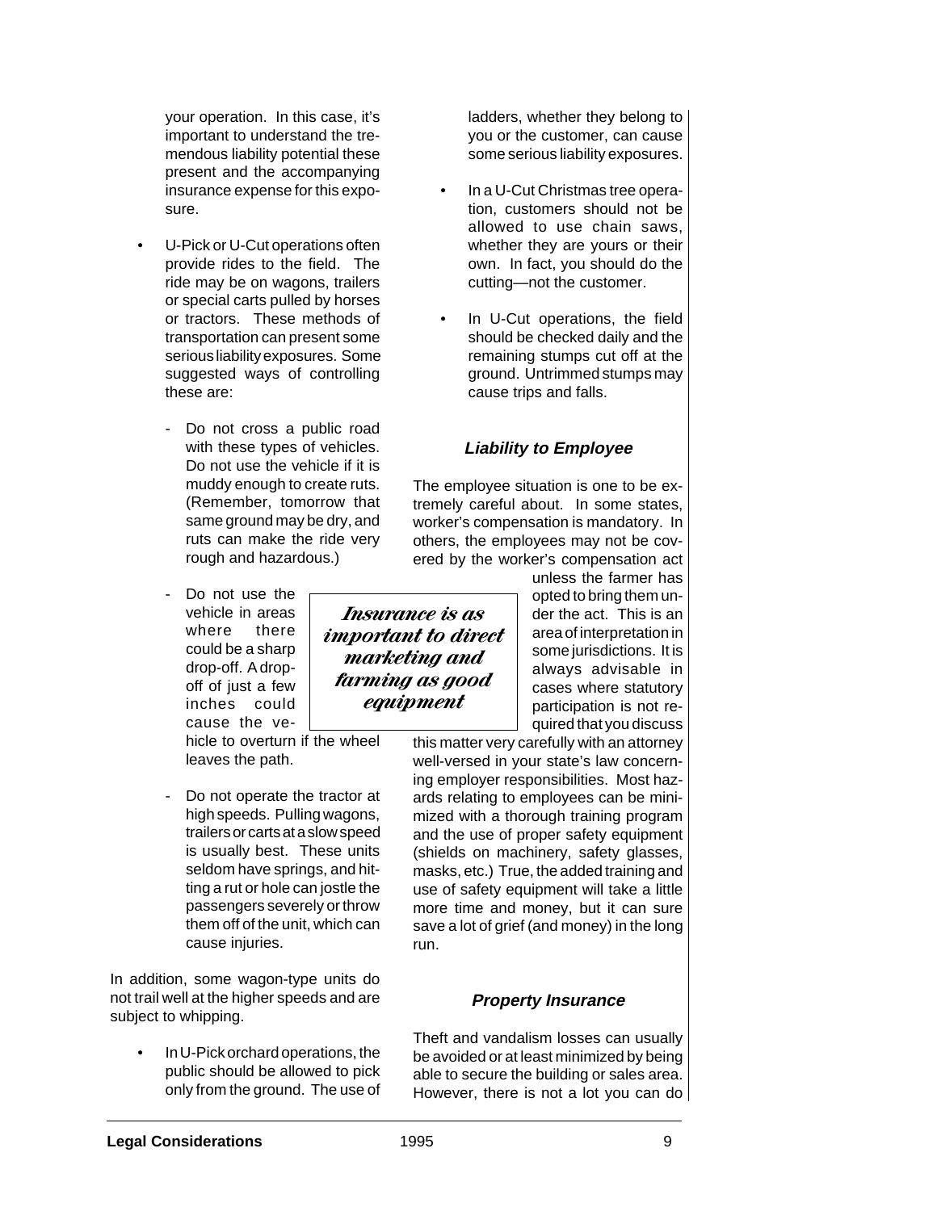your operation. In this case, it's important to understand the tremendous liability potential these present and the accompanying insurance expense for this exposure.

- U-Pick or U-Cut operations often provide rides to the field. The ride may be on wagons, trailers or special carts pulled by horses or tractors. These methods of transportation can present some serious liability exposures. Some suggested ways of controlling these are:
  - Do not cross a public road with these types of vehicles. Do not use the vehicle if it is muddy enough to create ruts. (Remember, tomorrow that same ground may be dry, and ruts can make the ride very rough and hazardous.)
  - Do not use the vehicle in areas where there could be a sharp drop-off. A drop-off of just a few inches could cause the vehicle to overturn if the wheel leaves the path.
  - Do not operate the tractor at high speeds. Pulling wagons, trailers or carts at a slow speed is usually best. These units seldom have springs, and hitting a rut or hole can jostle the passengers severely or throw them off of the unit, which can cause injuries.

In addition, some wagon-type units do not trail well at the higher speeds and are subject to whipping.

- In U-Pick orchard operations, the public should be allowed to pick only from the ground. The use of ladders, whether they belong to you or the customer, can cause some serious liability exposures.
- In a U-Cut Christmas tree operation, customers should not be allowed to use chain saws, whether they are yours or their own. In fact, you should do the cutting—not the customer.
- In U-Cut operations, the field should be checked daily and the remaining stumps cut off at the ground. Untrimmed stumps may cause trips and falls.

### Liability to Employee

The employee situation is one to be extremely careful about. In some states, worker's compensation is mandatory. In others, the employees may not be covered by the worker's compensation act unless the farmer has opted to bring them under the act. This is an area of interpretation in some jurisdictions. It is always advisable in cases where statutory participation is not required that you discuss this matter very carefully with an attorney well-versed in your state's law concerning employer responsibilities. Most hazards relating to employees can be minimized with a thorough training program and the use of proper safety equipment (shields on machinery, safety glasses, masks, etc.) True, the added training and use of safety equipment will take a little more time and money, but it can sure save a lot of grief (and money) in the long run.

> ***Insurance is as important to direct marketing and farming as good equipment***

### Property Insurance

Theft and vandalism losses can usually be avoided or at least minimized by being able to secure the building or sales area. However, there is not a lot you can do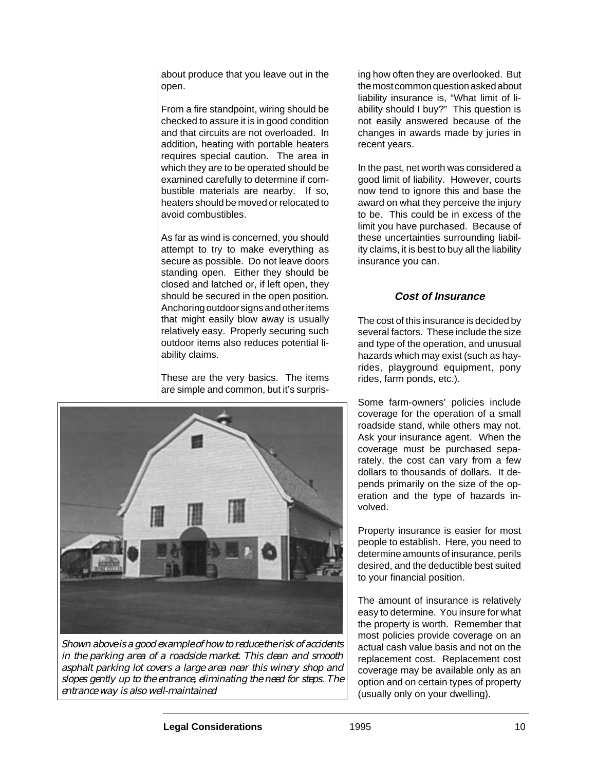about produce that you leave out in the open.

From a fire standpoint, wiring should be checked to assure it is in good condition and that circuits are not overloaded. In addition, heating with portable heaters requires special caution. The area in which they are to be operated should be examined carefully to determine if combustible materials are nearby. If so, heaters should be moved or relocated to avoid combustibles.

As far as wind is concerned, you should attempt to try to make everything as secure as possible. Do not leave doors standing open. Either they should be closed and latched or, if left open, they should be secured in the open position. Anchoring outdoor signs and other items that might easily blow away is usually relatively easy. Properly securing such outdoor items also reduces potential liability claims.

These are the very basics. The items are simple and common, but it's surprising how often they are overlooked. But the most common question asked about liability insurance is, "What limit of liability should I buy?" This question is not easily answered because of the changes in awards made by juries in recent years.

*Shown above is a good example of how to reduce the risk of accidents in the parking area of a roadside market. This clean and smooth asphalt parking lot covers a large area near this winery shop and slopes gently up to the entrance, eliminating the need for steps. The entrance way is also well-maintained*

In the past, net worth was considered a good limit of liability. However, courts now tend to ignore this and base the award on what they perceive the injury to be. This could be in excess of the limit you have purchased. Because of these uncertainties surrounding liability claims, it is best to buy all the liability insurance you can.

### Cost of Insurance

The cost of this insurance is decided by several factors. These include the size and type of the operation, and unusual hazards which may exist (such as hayrides, playground equipment, pony rides, farm ponds, etc.).

Some farm-owners' policies include coverage for the operation of a small roadside stand, while others may not. Ask your insurance agent. When the coverage must be purchased separately, the cost can vary from a few dollars to thousands of dollars. It depends primarily on the size of the operation and the type of hazards involved.

Property insurance is easier for most people to establish. Here, you need to determine amounts of insurance, perils desired, and the deductible best suited to your financial position.

The amount of insurance is relatively easy to determine. You insure for what the property is worth. Remember that most policies provide coverage on an actual cash value basis and not on the replacement cost. Replacement cost coverage may be available only as an option and on certain types of property (usually only on your dwelling).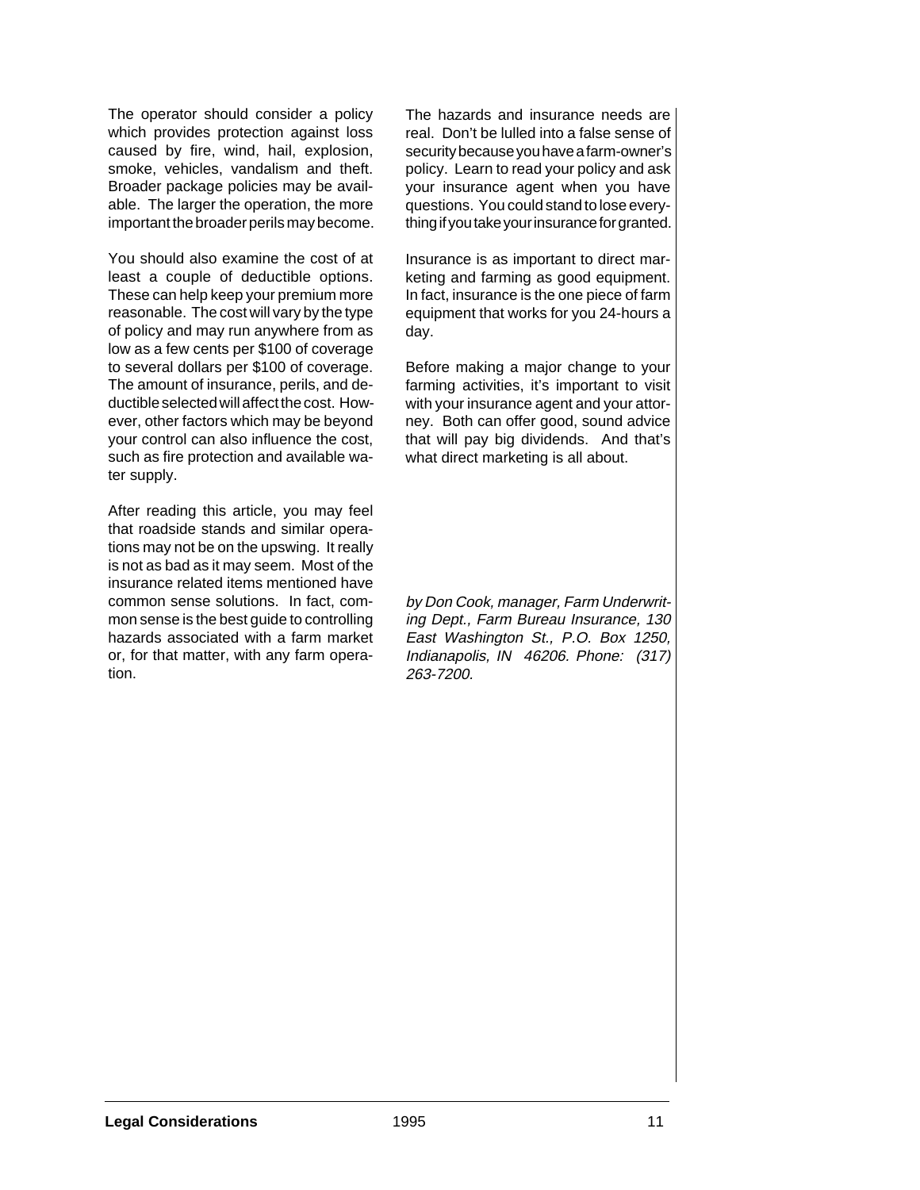The operator should consider a policy which provides protection against loss caused by fire, wind, hail, explosion, smoke, vehicles, vandalism and theft. Broader package policies may be available. The larger the operation, the more important the broader perils may become.

You should also examine the cost of at least a couple of deductible options. These can help keep your premium more reasonable. The cost will vary by the type of policy and may run anywhere from as low as a few cents per $100 of coverage to several dollars per $100 of coverage. The amount of insurance, perils, and deductible selected will affect the cost. However, other factors which may be beyond your control can also influence the cost, such as fire protection and available water supply.

After reading this article, you may feel that roadside stands and similar operations may not be on the upswing. It really is not as bad as it may seem. Most of the insurance related items mentioned have common sense solutions. In fact, common sense is the best guide to controlling hazards associated with a farm market or, for that matter, with any farm operation.

The hazards and insurance needs are real. Don't be lulled into a false sense of security because you have a farm-owner's policy. Learn to read your policy and ask your insurance agent when you have questions. You could stand to lose everything if you take your insurance for granted.

Insurance is as important to direct marketing and farming as good equipment. In fact, insurance is the one piece of farm equipment that works for you 24-hours a day.

Before making a major change to your farming activities, it's important to visit with your insurance agent and your attorney. Both can offer good, sound advice that will pay big dividends. And that's what direct marketing is all about.

*by Don Cook, manager, Farm Underwriting Dept., Farm Bureau Insurance, 130 East Washington St., P.O. Box 1250, Indianapolis, IN 46206. Phone: (317) 263-7200.*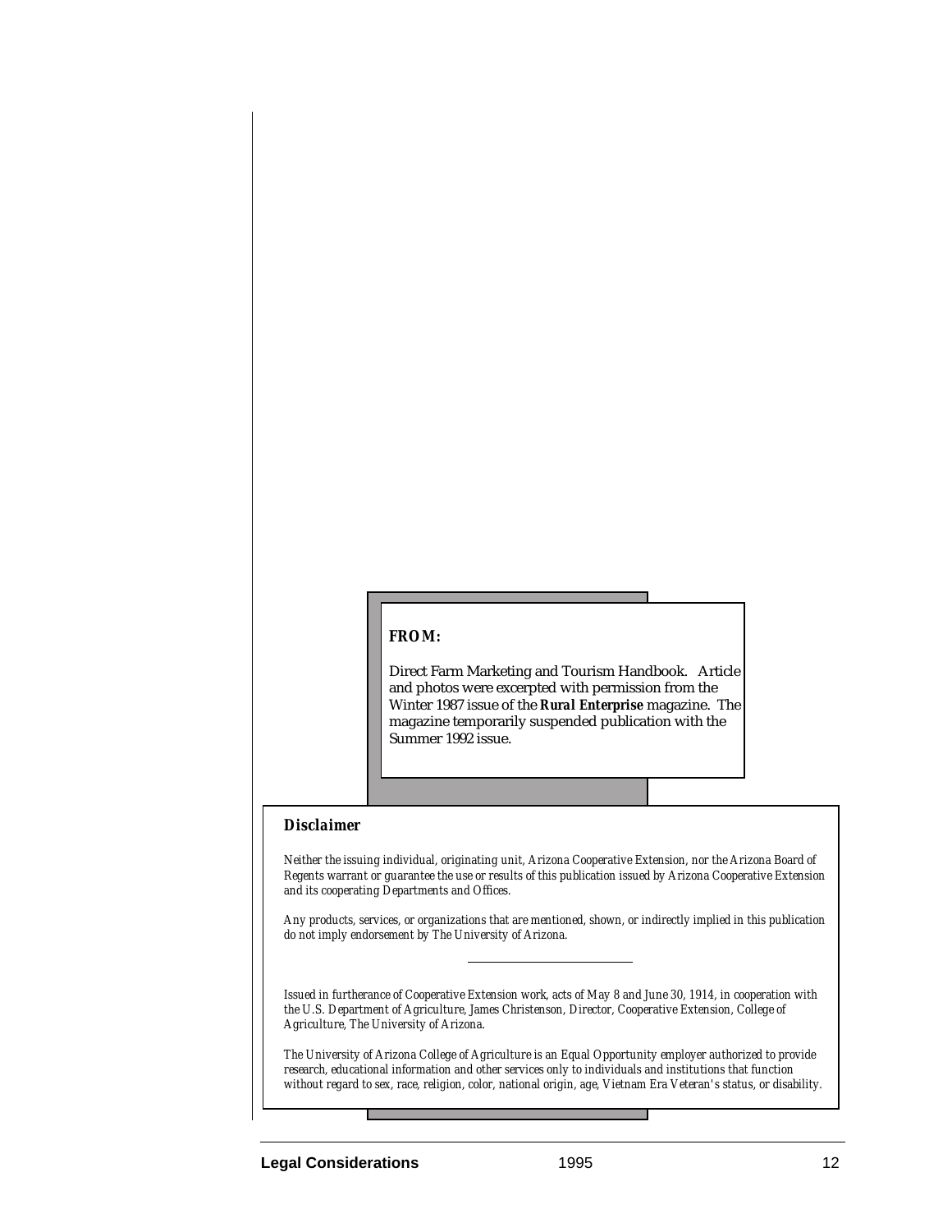***FROM:***

Direct Farm Marketing and Tourism Handbook. Article and photos were excerpted with permission from the Winter 1987 issue of the ***Rural Enterprise*** magazine. The magazine temporarily suspended publication with the Summer 1992 issue.

***Disclaimer***

*Neither the issuing individual, originating unit, Arizona Cooperative Extension, nor the Arizona Board of Regents warrant or guarantee the use or results of this publication issued by Arizona Cooperative Extension and its cooperating Departments and Offices.*

*Any products, services, or organizations that are mentioned, shown, or indirectly implied in this publication do not imply endorsement by The University of Arizona.*

---

*Issued in furtherance of Cooperative Extension work, acts of May 8 and June 30, 1914, in cooperation with the U.S. Department of Agriculture, James Christenson, Director, Cooperative Extension, College of Agriculture, The University of Arizona.*

*The University of Arizona College of Agriculture is an Equal Opportunity employer authorized to provide research, educational information and other services only to individuals and institutions that function without regard to sex, race, religion, color, national origin, age, Vietnam Era Veteran's status, or disability.*